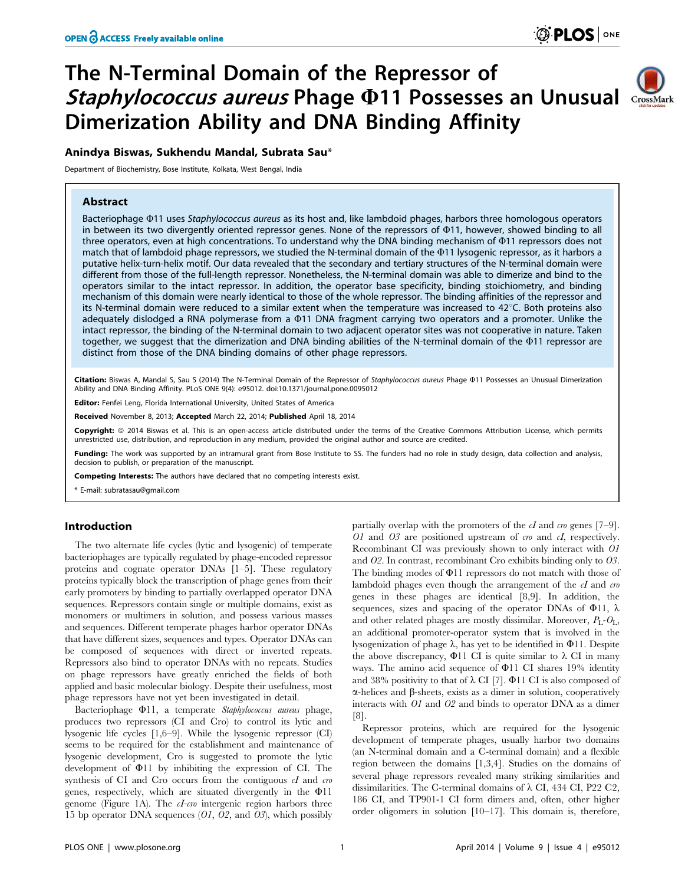# The N-Terminal Domain of the Repressor of *Staphylococcus aureus* Phage Φ11 Possesses an Unusual Dimerization Ability and DNA Binding Affinity

**Anindya Biswas, Sukhendu Mandal, Subrata Sau***

Department of Biochemistry, Bose Institute, Kolkata, West Bengal, India

## Abstract

Bacteriophage Φ11 uses *Staphylococcus aureus* as its host and, like lambdoid phages, harbors three homologous operators in between its two divergently oriented repressor genes. None of the repressors of Φ11, however, showed binding to all three operators, even at high concentrations. To understand why the DNA binding mechanism of Φ11 repressors does not match that of lambdoid phage repressors, we studied the N-terminal domain of the Φ11 lysogenic repressor, as it harbors a putative helix-turn-helix motif. Our data revealed that the secondary and tertiary structures of the N-terminal domain were different from those of the full-length repressor. Nonetheless, the N-terminal domain was able to dimerize and bind to the operators similar to the intact repressor. In addition, the operator base specificity, binding stoichiometry, and binding mechanism of this domain were nearly identical to those of the whole repressor. The binding affinities of the repressor and its N-terminal domain were reduced to a similar extent when the temperature was increased to 42°C. Both proteins also adequately dislodged a RNA polymerase from a Φ11 DNA fragment carrying two operators and a promoter. Unlike the intact repressor, the binding of the N-terminal domain to two adjacent operator sites was not cooperative in nature. Taken together, we suggest that the dimerization and DNA binding abilities of the N-terminal domain of the Φ11 repressor are distinct from those of the DNA binding domains of other phage repressors.

**Citation:** Biswas A, Mandal S, Sau S (2014) The N-Terminal Domain of the Repressor of *Staphylococcus aureus* Phage Φ11 Possesses an Unusual Dimerization Ability and DNA Binding Affinity. PLoS ONE 9(4): e95012. doi:10.1371/journal.pone.0095012

**Editor:** Fenfei Leng, Florida International University, United States of America

**Received** November 8, 2013; **Accepted** March 22, 2014; **Published** April 18, 2014

**Copyright:** © 2014 Biswas et al. This is an open-access article distributed under the terms of the Creative Commons Attribution License, which permits unrestricted use, distribution, and reproduction in any medium, provided the original author and source are credited.

**Funding:** The work was supported by an intramural grant from Bose Institute to SS. The funders had no role in study design, data collection and analysis, decision to publish, or preparation of the manuscript.

**Competing Interests:** The authors have declared that no competing interests exist.

\* E-mail: subratasau@gmail.com

## Introduction

The two alternate life cycles (lytic and lysogenic) of temperate bacteriophages are typically regulated by phage-encoded repressor proteins and cognate operator DNAs [1–5]. These regulatory proteins typically block the transcription of phage genes from their early promoters by binding to partially overlapped operator DNA sequences. Repressors contain single or multiple domains, exist as monomers or multimers in solution, and possess various masses and sequences. Different temperate phages harbor operator DNAs that have different sizes, sequences and types. Operator DNAs can be composed of sequences with direct or inverted repeats. Repressors also bind to operator DNAs with no repeats. Studies on phage repressors have greatly enriched the fields of both applied and basic molecular biology. Despite their usefulness, most phage repressors have not yet been investigated in detail.

Bacteriophage Φ11, a temperate *Staphylococcus aureus* phage, produces two repressors (CI and Cro) to control its lytic and lysogenic life cycles [1,6–9]. While the lysogenic repressor (CI) seems to be required for the establishment and maintenance of lysogenic development, Cro is suggested to promote the lytic development of Φ11 by inhibiting the expression of CI. The synthesis of CI and Cro occurs from the contiguous *cI* and *cro* genes, respectively, which are situated divergently in the Φ11 genome (Figure 1A). The *cI-cro* intergenic region harbors three 15 bp operator DNA sequences (*O1*, *O2*, and *O3*), which possibly partially overlap with the promoters of the *cI* and *cro* genes [7–9]. *O1* and *O3* are positioned upstream of *cro* and *cI*, respectively. Recombinant CI was previously shown to only interact with *O1* and *O2*. In contrast, recombinant Cro exhibits binding only to *O3*. The binding modes of Φ11 repressors do not match with those of lambdoid phages even though the arrangement of the *cI* and *cro* genes in these phages are identical [8,9]. In addition, the sequences, sizes and spacing of the operator DNAs of Φ11, λ and other related phages are mostly dissimilar. Moreover, $P_L$-$O_L$, an additional promoter-operator system that is involved in the lysogenization of phage λ, has yet to be identified in Φ11. Despite the above discrepancy, Φ11 CI is quite similar to λ CI in many ways. The amino acid sequence of Φ11 CI shares 19% identity and 38% positivity to that of λ CI [7]. Φ11 CI is also composed of α-helices and β-sheets, exists as a dimer in solution, cooperatively interacts with *O1* and *O2* and binds to operator DNA as a dimer [8].

Repressor proteins, which are required for the lysogenic development of temperate phages, usually harbor two domains (an N-terminal domain and a C-terminal domain) and a flexible region between the domains [1,3,4]. Studies on the domains of several phage repressors revealed many striking similarities and dissimilarities. The C-terminal domains of λ CI, 434 CI, P22 C2, 186 CI, and TP901-1 CI form dimers and, often, other higher order oligomers in solution [10–17]. This domain is, therefore,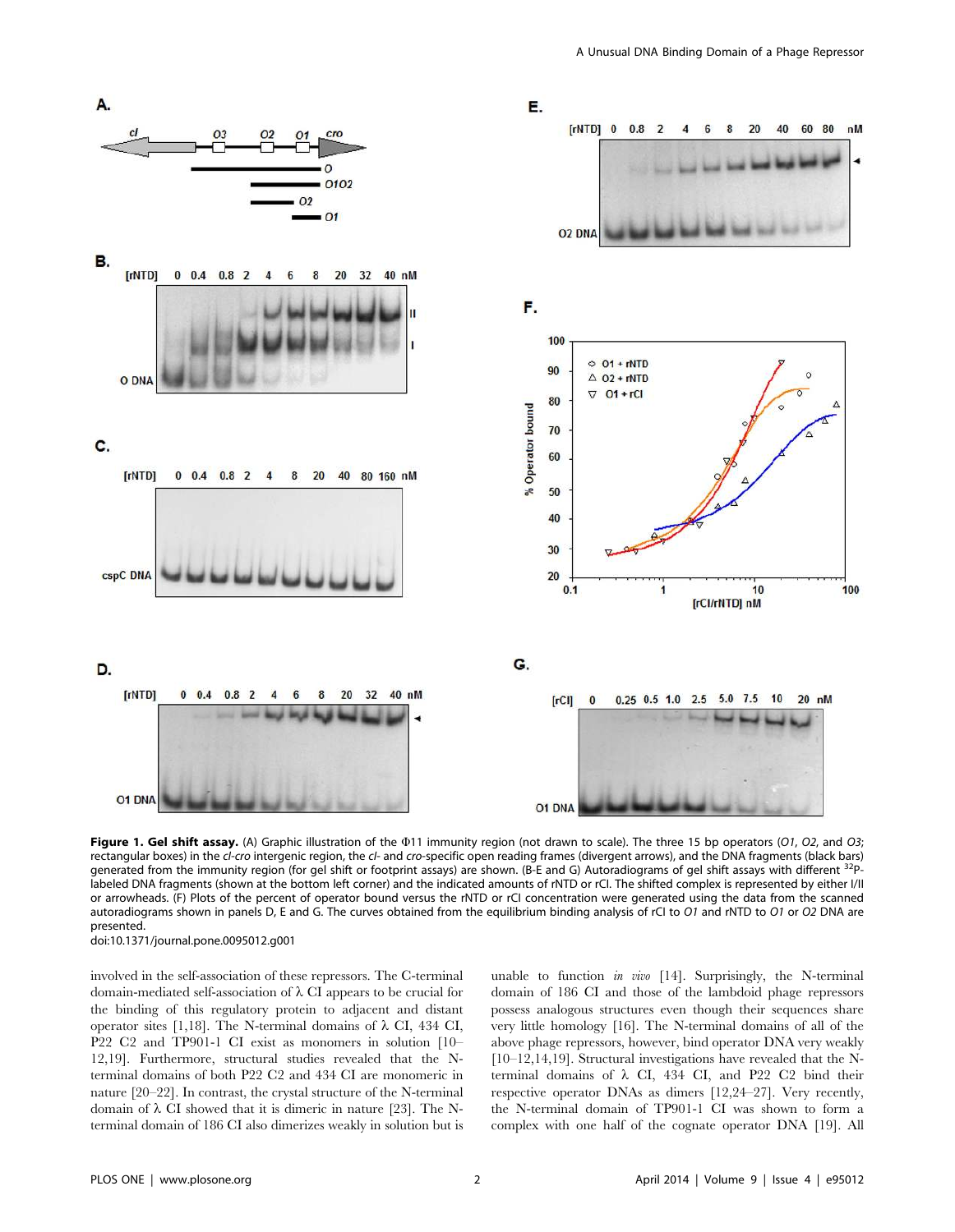**Figure 1. Gel shift assay.** (A) Graphic illustration of the Φ11 immunity region (not drawn to scale). The three 15 bp operators (*O1*, *O2*, and *O3*; rectangular boxes) in the *cI-cro* intergenic region, the *cI-* and *cro*-specific open reading frames (divergent arrows), and the DNA fragments (black bars) generated from the immunity region (for gel shift or footprint assays) are shown. (B-E and G) Autoradiograms of gel shift assays with different $^{32}$P-labeled DNA fragments (shown at the bottom left corner) and the indicated amounts of rNTD or rCI. The shifted complex is represented by either I/II or arrowheads. (F) Plots of the percent of operator bound versus the rNTD or rCI concentration were generated using the data from the scanned autoradiograms shown in panels D, E and G. The curves obtained from the equilibrium binding analysis of rCI to *O1* and rNTD to *O1* or *O2* DNA are presented.
doi:10.1371/journal.pone.0095012.g001

involved in the self-association of these repressors. The C-terminal domain-mediated self-association of λ CI appears to be crucial for the binding of this regulatory protein to adjacent and distant operator sites [1,18]. The N-terminal domains of λ CI, 434 CI, P22 C2 and TP901-1 CI exist as monomers in solution [10–12,19]. Furthermore, structural studies revealed that the N-terminal domains of both P22 C2 and 434 CI are monomeric in nature [20–22]. In contrast, the crystal structure of the N-terminal domain of λ CI showed that it is dimeric in nature [23]. The N-terminal domain of 186 CI also dimerizes weakly in solution but is unable to function *in vivo* [14]. Surprisingly, the N-terminal domain of 186 CI and those of the lambdoid phage repressors possess analogous structures even though their sequences share very little homology [16]. The N-terminal domains of all of the above phage repressors, however, bind operator DNA very weakly [10–12,14,19]. Structural investigations have revealed that the N-terminal domains of λ CI, 434 CI, and P22 C2 bind their respective operator DNAs as dimers [12,24–27]. Very recently, the N-terminal domain of TP901-1 CI was shown to form a complex with one half of the cognate operator DNA [19]. All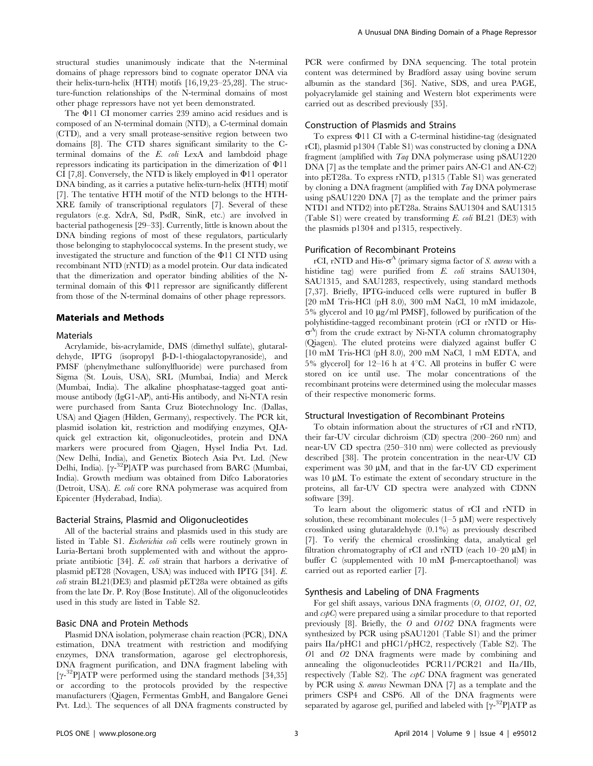structural studies unanimously indicate that the N-terminal domains of phage repressors bind to cognate operator DNA via their helix-turn-helix (HTH) motifs [16,19,23–25,28]. The structure-function relationships of the N-terminal domains of most other phage repressors have not yet been demonstrated.

The Φ11 CI monomer carries 239 amino acid residues and is composed of an N-terminal domain (NTD), a C-terminal domain (CTD), and a very small protease-sensitive region between two domains [8]. The CTD shares significant similarity to the C-terminal domains of the *E. coli* LexA and lambdoid phage repressors indicating its participation in the dimerization of Φ11 CI [7,8]. Conversely, the NTD is likely employed in Φ11 operator DNA binding, as it carries a putative helix-turn-helix (HTH) motif [7]. The tentative HTH motif of the NTD belongs to the HTH-XRE family of transcriptional regulators [7]. Several of these regulators (e.g. XdrA, Stl, PsdR, SinR, etc.) are involved in bacterial pathogenesis [29–33]. Currently, little is known about the DNA binding regions of most of these regulators, particularly those belonging to staphylococcal systems. In the present study, we investigated the structure and function of the Φ11 CI NTD using recombinant NTD (rNTD) as a model protein. Our data indicated that the dimerization and operator binding abilities of the N-terminal domain of this Φ11 repressor are significantly different from those of the N-terminal domains of other phage repressors.

## Materials and Methods

### Materials

Acrylamide, bis-acrylamide, DMS (dimethyl sulfate), glutaraldehyde, IPTG (isopropyl β-D-1-thiogalactopyranoside), and PMSF (phenylmethane sulfonylfluoride) were purchased from Sigma (St. Louis, USA), SRL (Mumbai, India) and Merck (Mumbai, India). The alkaline phosphatase-tagged goat anti-mouse antibody (IgG1-AP), anti-His antibody, and Ni-NTA resin were purchased from Santa Cruz Biotechnology Inc. (Dallas, USA) and Qiagen (Hilden, Germany), respectively. The PCR kit, plasmid isolation kit, restriction and modifying enzymes, QIA-quick gel extraction kit, oligonucleotides, protein and DNA markers were procured from Qiagen, Hysel India Pvt. Ltd. (New Delhi, India), and Genetix Biotech Asia Pvt. Ltd. (New Delhi, India). [$\gamma$-$^{32}$P]ATP was purchased from BARC (Mumbai, India). Growth medium was obtained from Difco Laboratories (Detroit, USA). *E. coli* core RNA polymerase was acquired from Epicenter (Hyderabad, India).

### Bacterial Strains, Plasmid and Oligonucleotides

All of the bacterial strains and plasmids used in this study are listed in Table S1. *Escherichia coli* cells were routinely grown in Luria-Bertani broth supplemented with and without the appropriate antibiotic [34]. *E. coli* strain that harbors a derivative of plasmid pET28 (Novagen, USA) was induced with IPTG [34]. *E. coli* strain BL21(DE3) and plasmid pET28a were obtained as gifts from the late Dr. P. Roy (Bose Institute). All of the oligonucleotides used in this study are listed in Table S2.

### Basic DNA and Protein Methods

Plasmid DNA isolation, polymerase chain reaction (PCR), DNA estimation, DNA treatment with restriction and modifying enzymes, DNA transformation, agarose gel electrophoresis, DNA fragment purification, and DNA fragment labeling with [$\gamma$-$^{32}$P]ATP were performed using the standard methods [34,35] or according to the protocols provided by the respective manufacturers (Qiagen, Fermentas GmbH, and Bangalore Genei Pvt. Ltd.). The sequences of all DNA fragments constructed by PCR were confirmed by DNA sequencing. The total protein content was determined by Bradford assay using bovine serum albumin as the standard [36]. Native, SDS, and urea PAGE, polyacrylamide gel staining and Western blot experiments were carried out as described previously [35].

### Construction of Plasmids and Strains

To express Φ11 CI with a C-terminal histidine-tag (designated rCI), plasmid p1304 (Table S1) was constructed by cloning a DNA fragment (amplified with *Taq* DNA polymerase using pSAU1220 DNA [7] as the template and the primer pairs AN-C1 and AN-C2) into pET28a. To express rNTD, p1315 (Table S1) was generated by cloning a DNA fragment (amplified with *Taq* DNA polymerase using pSAU1220 DNA [7] as the template and the primer pairs NTD1 and NTD2) into pET28a. Strains SAU1304 and SAU1315 (Table S1) were created by transforming *E. coli* BL21 (DE3) with the plasmids p1304 and p1315, respectively.

### Purification of Recombinant Proteins

rCI, rNTD and His-$\sigma^A$ (primary sigma factor of *S. aureus* with a histidine tag) were purified from *E. coli* strains SAU1304, SAU1315, and SAU1283, respectively, using standard methods [7,37]. Briefly, IPTG-induced cells were ruptured in buffer B [20 mM Tris-HCl (pH 8.0), 300 mM NaCl, 10 mM imidazole, 5% glycerol and 10 μg/ml PMSF], followed by purification of the polyhistidine-tagged recombinant protein (rCI or rNTD or His-$\sigma^A$) from the crude extract by Ni-NTA column chromatography (Qiagen). The eluted proteins were dialyzed against buffer C [10 mM Tris-HCl (pH 8.0), 200 mM NaCl, 1 mM EDTA, and 5% glycerol] for 12–16 h at 4°C. All proteins in buffer C were stored on ice until use. The molar concentrations of the recombinant proteins were determined using the molecular masses of their respective monomeric forms.

### Structural Investigation of Recombinant Proteins

To obtain information about the structures of rCI and rNTD, their far-UV circular dichroism (CD) spectra (200–260 nm) and near-UV CD spectra (250–310 nm) were collected as previously described [38]. The protein concentration in the near-UV CD experiment was 30 μM, and that in the far-UV CD experiment was 10 μM. To estimate the extent of secondary structure in the proteins, all far-UV CD spectra were analyzed with CDNN software [39].

To learn about the oligomeric status of rCI and rNTD in solution, these recombinant molecules (1–5 μM) were respectively crosslinked using glutaraldehyde (0.1%) as previously described [7]. To verify the chemical crosslinking data, analytical gel filtration chromatography of rCI and rNTD (each 10–20 μM) in buffer C (supplemented with 10 mM β-mercaptoethanol) was carried out as reported earlier [7].

### Synthesis and Labeling of DNA Fragments

For gel shift assays, various DNA fragments (*O*, *O1O2*, *O1*, *O2*, and *cspC*) were prepared using a similar procedure to that reported previously [8]. Briefly, the *O* and *O1O2* DNA fragments were synthesized by PCR using pSAU1201 (Table S1) and the primer pairs IIa/pHC1 and pHC1/pHC2, respectively (Table S2). The *O1* and *O2* DNA fragments were made by combining and annealing the oligonucleotides PCR11/PCR21 and IIa/IIb, respectively (Table S2). The *cspC* DNA fragment was generated by PCR using *S. aureus* Newman DNA [7] as a template and the primers CSP4 and CSP6. All of the DNA fragments were separated by agarose gel, purified and labeled with [$\gamma$-$^{32}$P]ATP as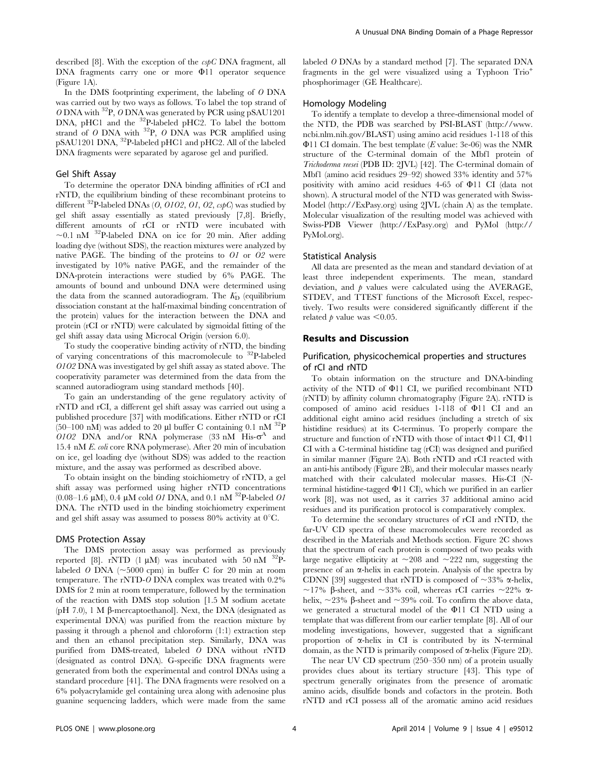described [8]. With the exception of the *cspC* DNA fragment, all DNA fragments carry one or more Φ11 operator sequence (Figure 1A).

In the DMS footprinting experiment, the labeling of *O* DNA was carried out by two ways as follows. To label the top strand of *O* DNA with $^{32}$P, *O* DNA was generated by PCR using pSAU1201 DNA, pHC1 and the $^{32}$P-labeled pHC2. To label the bottom strand of *O* DNA with $^{32}$P, *O* DNA was PCR amplified using pSAU1201 DNA, $^{32}$P-labeled pHC1 and pHC2. All of the labeled DNA fragments were separated by agarose gel and purified.

### Gel Shift Assay

To determine the operator DNA binding affinities of rCI and rNTD, the equilibrium binding of these recombinant proteins to different $^{32}$P-labeled DNAs (*O*, *O1O2*, *O1*, *O2*, *cspC*) was studied by gel shift assay essentially as stated previously [7,8]. Briefly, different amounts of rCI or rNTD were incubated with ~0.1 nM $^{32}$P-labeled DNA on ice for 20 min. After adding loading dye (without SDS), the reaction mixtures were analyzed by native PAGE. The binding of the proteins to *O1* or *O2* were investigated by 10% native PAGE, and the remainder of the DNA-protein interactions were studied by 6% PAGE. The amounts of bound and unbound DNA were determined using the data from the scanned autoradiogram. The $K_D$ (equilibrium dissociation constant at the half-maximal binding concentration of the protein) values for the interaction between the DNA and protein (rCI or rNTD) were calculated by sigmoidal fitting of the gel shift assay data using Microcal Origin (version 6.0).

To study the cooperative binding activity of rNTD, the binding of varying concentrations of this macromolecule to $^{32}$P-labeled *O1O2* DNA was investigated by gel shift assay as stated above. The cooperativity parameter was determined from the data from the scanned autoradiogram using standard methods [40].

To gain an understanding of the gene regulatory activity of rNTD and rCI, a different gel shift assay was carried out using a published procedure [37] with modifications. Either rNTD or rCI (50–100 nM) was added to 20 µl buffer C containing 0.1 nM $^{32}$P *O1O2* DNA and/or RNA polymerase (33 nM His-$\sigma^A$ and 15.4 nM *E. coli* core RNA polymerase). After 20 min of incubation on ice, gel loading dye (without SDS) was added to the reaction mixture, and the assay was performed as described above.

To obtain insight on the binding stoichiometry of rNTD, a gel shift assay was performed using higher rNTD concentrations (0.08–1.6 µM), 0.4 µM cold *O1* DNA, and 0.1 nM $^{32}$P-labeled *O1* DNA. The rNTD used in the binding stoichiometry experiment and gel shift assay was assumed to possess 80% activity at 0°C.

### DMS Protection Assay

The DMS protection assay was performed as previously reported [8]. rNTD (1 µM) was incubated with 50 nM $^{32}$P-labeled *O* DNA (~5000 cpm) in buffer C for 20 min at room temperature. The rNTD-*O* DNA complex was treated with 0.2% DMS for 2 min at room temperature, followed by the termination of the reaction with DMS stop solution [1.5 M sodium acetate (pH 7.0), 1 M β-mercaptoethanol]. Next, the DNA (designated as experimental DNA) was purified from the reaction mixture by passing it through a phenol and chloroform (1:1) extraction step and then an ethanol precipitation step. Similarly, DNA was purified from DMS-treated, labeled *O* DNA without rNTD (designated as control DNA). G-specific DNA fragments were generated from both the experimental and control DNAs using a standard procedure [41]. The DNA fragments were resolved on a 6% polyacrylamide gel containing urea along with adenosine plus guanine sequencing ladders, which were made from the same labeled *O* DNAs by a standard method [7]. The separated DNA fragments in the gel were visualized using a Typhoon Trio$^+$ phosphorimager (GE Healthcare).

### Homology Modeling

To identify a template to develop a three-dimensional model of the NTD, the PDB was searched by PSI-BLAST (http://www.ncbi.nlm.nih.gov/BLAST) using amino acid residues 1-118 of this Φ11 CI domain. The best template (*E* value: 3e-06) was the NMR structure of the C-terminal domain of the Mbf1 protein of *Trichoderma reesei* (PDB ID: 2JVL) [42]. The C-terminal domain of Mbf1 (amino acid residues 29–92) showed 33% identity and 57% positivity with amino acid residues 4-65 of Φ11 CI (data not shown). A structural model of the NTD was generated with Swiss-Model (http://ExPasy.org) using 2JVL (chain A) as the template. Molecular visualization of the resulting model was achieved with Swiss-PDB Viewer (http://ExPasy.org) and PyMol (http://PyMol.org).

### Statistical Analysis

All data are presented as the mean and standard deviation of at least three independent experiments. The mean, standard deviation, and *p* values were calculated using the AVERAGE, STDEV, and TTEST functions of the Microsoft Excel, respectively. Two results were considered significantly different if the related *p* value was <0.05.

## Results and Discussion

### Purification, physicochemical properties and structures of rCI and rNTD

To obtain information on the structure and DNA-binding activity of the NTD of Φ11 CI, we purified recombinant NTD (rNTD) by affinity column chromatography (Figure 2A). rNTD is composed of amino acid residues 1-118 of Φ11 CI and an additional eight amino acid residues (including a stretch of six histidine residues) at its C-terminus. To properly compare the structure and function of rNTD with those of intact Φ11 CI, Φ11 CI with a C-terminal histidine tag (rCI) was designed and purified in similar manner (Figure 2A). Both rNTD and rCI reacted with an anti-his antibody (Figure 2B), and their molecular masses nearly matched with their calculated molecular masses. His-CI (N-terminal histidine-tagged Φ11 CI), which we purified in an earlier work [8], was not used, as it carries 37 additional amino acid residues and its purification protocol is comparatively complex.

To determine the secondary structures of rCI and rNTD, the far-UV CD spectra of these macromolecules were recorded as described in the Materials and Methods section. Figure 2C shows that the spectrum of each protein is composed of two peaks with large negative ellipticity at ~208 and ~222 nm, suggesting the presence of an α-helix in each protein. Analysis of the spectra by CDNN [39] suggested that rNTD is composed of ~33% α-helix, ~17% β-sheet, and ~33% coil, whereas rCI carries ~22% α-helix, ~23% β-sheet and ~39% coil. To confirm the above data, we generated a structural model of the Φ11 CI NTD using a template that was different from our earlier template [8]. All of our modeling investigations, however, suggested that a significant proportion of α-helix in CI is contributed by its N-terminal domain, as the NTD is primarily composed of α-helix (Figure 2D).

The near UV CD spectrum (250–350 nm) of a protein usually provides clues about its tertiary structure [43]. This type of spectrum generally originates from the presence of aromatic amino acids, disulfide bonds and cofactors in the protein. Both rNTD and rCI possess all of the aromatic amino acid residues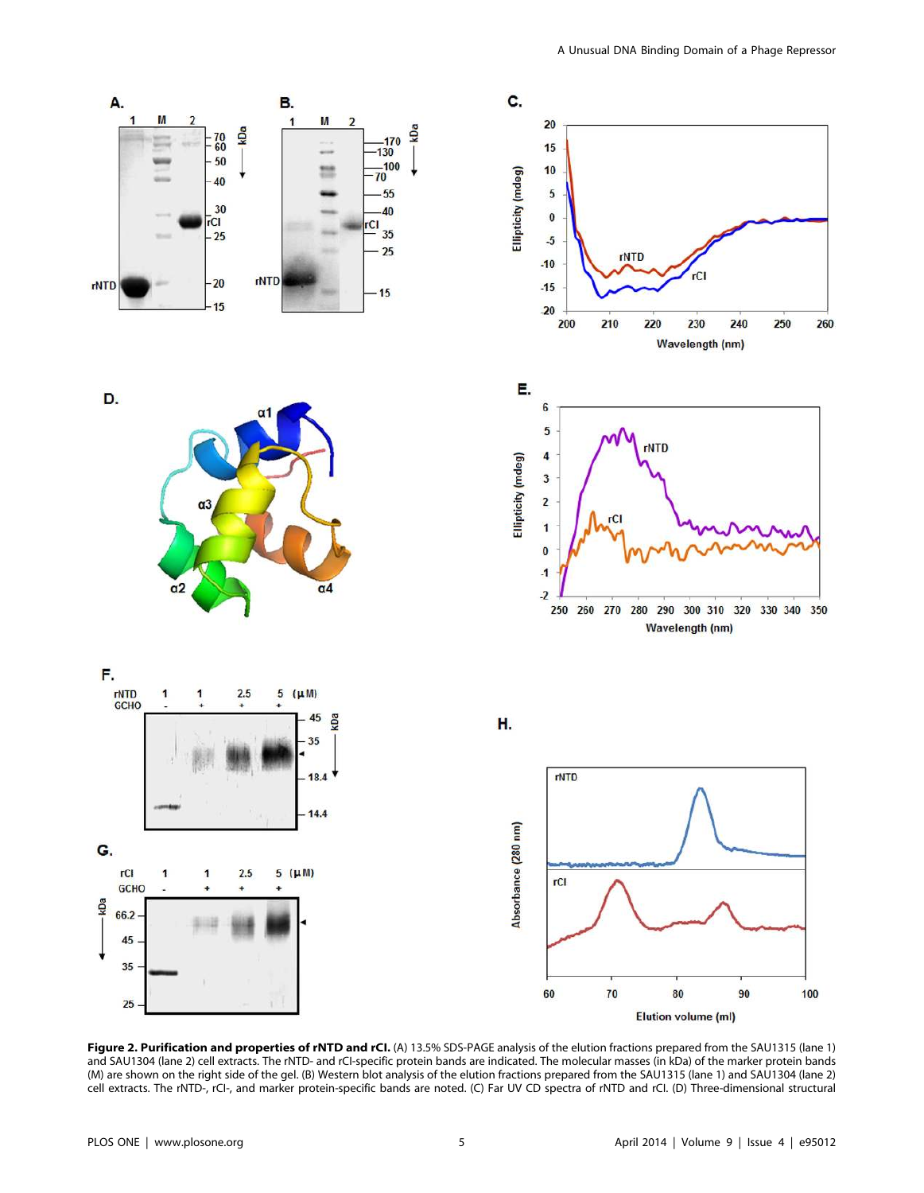**Figure 2. Purification and properties of rNTD and rCI.** (A) 13.5% SDS-PAGE analysis of the elution fractions prepared from the SAU1315 (lane 1) and SAU1304 (lane 2) cell extracts. The rNTD- and rCI-specific protein bands are indicated. The molecular masses (in kDa) of the marker protein bands (M) are shown on the right side of the gel. (B) Western blot analysis of the elution fractions prepared from the SAU1315 (lane 1) and SAU1304 (lane 2) cell extracts. The rNTD-, rCI-, and marker protein-specific bands are noted. (C) Far UV CD spectra of rNTD and rCI. (D) Three-dimensional structural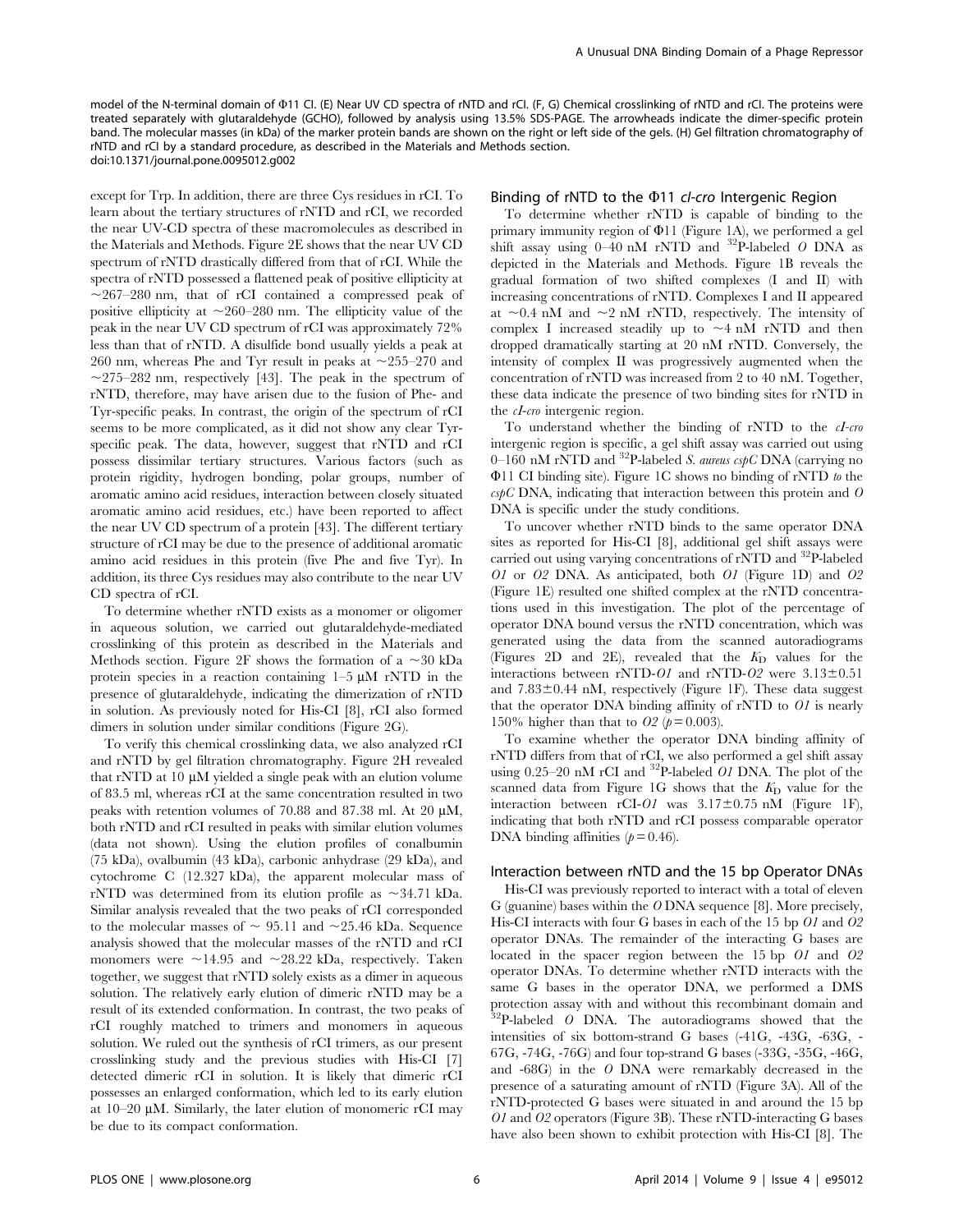model of the N-terminal domain of Φ11 CI. (E) Near UV CD spectra of rNTD and rCI. (F, G) Chemical crosslinking of rNTD and rCI. The proteins were treated separately with glutaraldehyde (GCHO), followed by analysis using 13.5% SDS-PAGE. The arrowheads indicate the dimer-specific protein band. The molecular masses (in kDa) of the marker protein bands are shown on the right or left side of the gels. (H) Gel filtration chromatography of rNTD and rCI by a standard procedure, as described in the Materials and Methods section.
doi:10.1371/journal.pone.0095012.g002

except for Trp. In addition, there are three Cys residues in rCI. To learn about the tertiary structures of rNTD and rCI, we recorded the near UV-CD spectra of these macromolecules as described in the Materials and Methods. Figure 2E shows that the near UV CD spectrum of rNTD drastically differed from that of rCI. While the spectra of rNTD possessed a flattened peak of positive ellipticity at ~267–280 nm, that of rCI contained a compressed peak of positive ellipticity at ~260–280 nm. The ellipticity value of the peak in the near UV CD spectrum of rCI was approximately 72% less than that of rNTD. A disulfide bond usually yields a peak at 260 nm, whereas Phe and Tyr result in peaks at ~255–270 and ~275–282 nm, respectively [43]. The peak in the spectrum of rNTD, therefore, may have arisen due to the fusion of Phe- and Tyr-specific peaks. In contrast, the origin of the spectrum of rCI seems to be more complicated, as it did not show any clear Tyr-specific peak. The data, however, suggest that rNTD and rCI possess dissimilar tertiary structures. Various factors (such as protein rigidity, hydrogen bonding, polar groups, number of aromatic amino acid residues, interaction between closely situated aromatic amino acid residues, etc.) have been reported to affect the near UV CD spectrum of a protein [43]. The different tertiary structure of rCI may be due to the presence of additional aromatic amino acid residues in this protein (five Phe and five Tyr). In addition, its three Cys residues may also contribute to the near UV CD spectra of rCI.

To determine whether rNTD exists as a monomer or oligomer in aqueous solution, we carried out glutaraldehyde-mediated crosslinking of this protein as described in the Materials and Methods section. Figure 2F shows the formation of a ~30 kDa protein species in a reaction containing 1–5 μM rNTD in the presence of glutaraldehyde, indicating the dimerization of rNTD in solution. As previously noted for His-CI [8], rCI also formed dimers in solution under similar conditions (Figure 2G).

To verify this chemical crosslinking data, we also analyzed rCI and rNTD by gel filtration chromatography. Figure 2H revealed that rNTD at 10 μM yielded a single peak with an elution volume of 83.5 ml, whereas rCI at the same concentration resulted in two peaks with retention volumes of 70.88 and 87.38 ml. At 20 μM, both rNTD and rCI resulted in peaks with similar elution volumes (data not shown). Using the elution profiles of conalbumin (75 kDa), ovalbumin (43 kDa), carbonic anhydrase (29 kDa), and cytochrome C (12.327 kDa), the apparent molecular mass of rNTD was determined from its elution profile as ~34.71 kDa. Similar analysis revealed that the two peaks of rCI corresponded to the molecular masses of ~ 95.11 and ~25.46 kDa. Sequence analysis showed that the molecular masses of the rNTD and rCI monomers were ~14.95 and ~28.22 kDa, respectively. Taken together, we suggest that rNTD solely exists as a dimer in aqueous solution. The relatively early elution of dimeric rNTD may be a result of its extended conformation. In contrast, the two peaks of rCI roughly matched to trimers and monomers in aqueous solution. We ruled out the synthesis of rCI trimers, as our present crosslinking study and the previous studies with His-CI [7] detected dimeric rCI in solution. It is likely that dimeric rCI possesses an enlarged conformation, which led to its early elution at 10–20 μM. Similarly, the later elution of monomeric rCI may be due to its compact conformation.

### Binding of rNTD to the Φ11 *cI-cro* Intergenic Region

To determine whether rNTD is capable of binding to the primary immunity region of Φ11 (Figure 1A), we performed a gel shift assay using 0–40 nM rNTD and $^{32}$P-labeled *O* DNA as depicted in the Materials and Methods. Figure 1B reveals the gradual formation of two shifted complexes (I and II) with increasing concentrations of rNTD. Complexes I and II appeared at ~0.4 nM and ~2 nM rNTD, respectively. The intensity of complex I increased steadily up to ~4 nM rNTD and then dropped dramatically starting at 20 nM rNTD. Conversely, the intensity of complex II was progressively augmented when the concentration of rNTD was increased from 2 to 40 nM. Together, these data indicate the presence of two binding sites for rNTD in the *cI-cro* intergenic region.

To understand whether the binding of rNTD to the *cI-cro* intergenic region is specific, a gel shift assay was carried out using 0–160 nM rNTD and $^{32}$P-labeled *S. aureus cspC* DNA (carrying no Φ11 CI binding site). Figure 1C shows no binding of rNTD *to* the *cspC* DNA, indicating that interaction between this protein and *O* DNA is specific under the study conditions.

To uncover whether rNTD binds to the same operator DNA sites as reported for His-CI [8], additional gel shift assays were carried out using varying concentrations of rNTD and $^{32}$P-labeled *O1* or *O2* DNA. As anticipated, both *O1* (Figure 1D) and *O2* (Figure 1E) resulted one shifted complex at the rNTD concentrations used in this investigation. The plot of the percentage of operator DNA bound versus the rNTD concentration, which was generated using the data from the scanned autoradiograms (Figures 2D and 2E), revealed that the $K_D$ values for the interactions between rNTD-*O1* and rNTD-*O2* were 3.13±0.51 and 7.83±0.44 nM, respectively (Figure 1F). These data suggest that the operator DNA binding affinity of rNTD to *O1* is nearly 150% higher than that to *O2* ($p = 0.003$).

To examine whether the operator DNA binding affinity of rNTD differs from that of rCI, we also performed a gel shift assay using 0.25–20 nM rCI and $^{32}$P-labeled *O1* DNA. The plot of the scanned data from Figure 1G shows that the $K_D$ value for the interaction between rCI-*O1* was 3.17±0.75 nM (Figure 1F), indicating that both rNTD and rCI possess comparable operator DNA binding affinities ($p = 0.46$).

### Interaction between rNTD and the 15 bp Operator DNAs

His-CI was previously reported to interact with a total of eleven G (guanine) bases within the *O* DNA sequence [8]. More precisely, His-CI interacts with four G bases in each of the 15 bp *O1* and *O2* operator DNAs. The remainder of the interacting G bases are located in the spacer region between the 15 bp *O1* and *O2* operator DNAs. To determine whether rNTD interacts with the same G bases in the operator DNA, we performed a DMS protection assay with and without this recombinant domain and $^{32}$P-labeled *O* DNA. The autoradiograms showed that the intensities of six bottom-strand G bases (-41G, -43G, -63G, -67G, -74G, -76G) and four top-strand G bases (-33G, -35G, -46G, and -68G) in the *O* DNA were remarkably decreased in the presence of a saturating amount of rNTD (Figure 3A). All of the rNTD-protected G bases were situated in and around the 15 bp *O1* and *O2* operators (Figure 3B). These rNTD-interacting G bases have also been shown to exhibit protection with His-CI [8]. The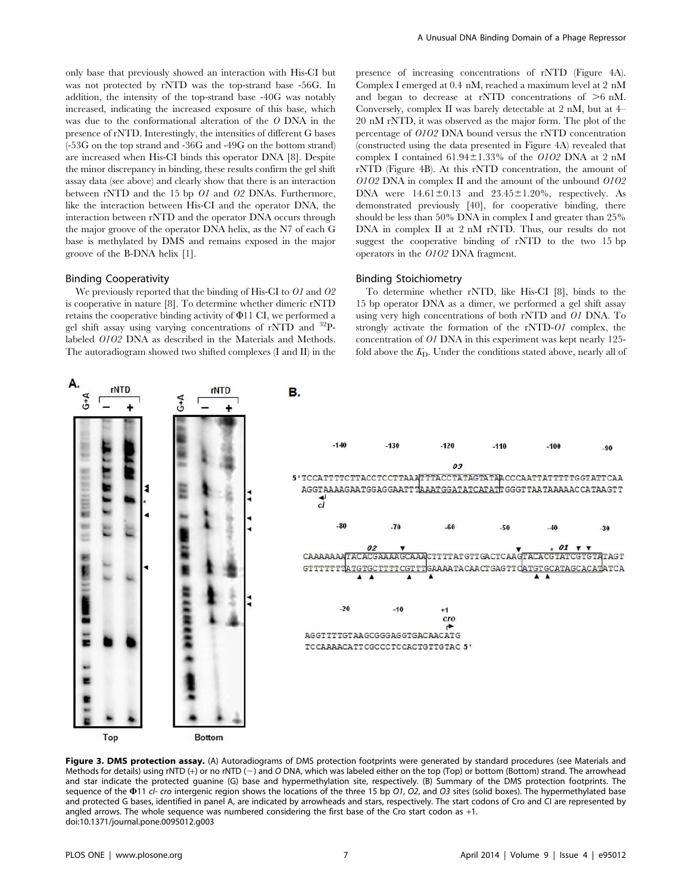only base that previously showed an interaction with His-CI but was not protected by rNTD was the top-strand base -56G. In addition, the intensity of the top-strand base -40G was notably increased, indicating the increased exposure of this base, which was due to the conformational alteration of the *O* DNA in the presence of rNTD. Interestingly, the intensities of different G bases (-53G on the top strand and -36G and -49G on the bottom strand) are increased when His-CI binds this operator DNA [8]. Despite the minor discrepancy in binding, these results confirm the gel shift assay data (see above) and clearly show that there is an interaction between rNTD and the 15 bp *O1* and *O2* DNAs. Furthermore, like the interaction between His-CI and the operator DNA, the interaction between rNTD and the operator DNA occurs through the major groove of the operator DNA helix, as the N7 of each G base is methylated by DMS and remains exposed in the major groove of the B-DNA helix [1].

## Binding Cooperativity

We previously reported that the binding of His-CI to *O1* and *O2* is cooperative in nature [8]. To determine whether dimeric rNTD retains the cooperative binding activity of Φ11 CI, we performed a gel shift assay using varying concentrations of rNTD and $^{32}$P-labeled *O1O2* DNA as described in the Materials and Methods. The autoradiogram showed two shifted complexes (I and II) in the presence of increasing concentrations of rNTD (Figure 4A). Complex I emerged at 0.4 nM, reached a maximum level at 2 nM and began to decrease at rNTD concentrations of >6 nM. Conversely, complex II was barely detectable at 2 nM, but at 4–20 nM rNTD, it was observed as the major form. The plot of the percentage of *O1O2* DNA bound versus the rNTD concentration (constructed using the data presented in Figure 4A) revealed that complex I contained 61.94±1.33% of the *O1O2* DNA at 2 nM rNTD (Figure 4B). At this rNTD concentration, the amount of *O1O2* DNA in complex II and the amount of the unbound *O1O2* DNA were 14.61±0.13 and 23.45±1.20%, respectively. As demonstrated previously [40], for cooperative binding, there should be less than 50% DNA in complex I and greater than 25% DNA in complex II at 2 nM rNTD. Thus, our results do not suggest the cooperative binding of rNTD to the two 15 bp operators in the *O1O2* DNA fragment.

## Binding Stoichiometry

To determine whether rNTD, like His-CI [8], binds to the 15 bp operator DNA as a dimer, we performed a gel shift assay using very high concentrations of both rNTD and *O1* DNA. To strongly activate the formation of the rNTD-*O1* complex, the concentration of *O1* DNA in this experiment was kept nearly 125-fold above the $K_D$. Under the conditions stated above, nearly all of

**Figure 3. DMS protection assay.** (A) Autoradiograms of DMS protection footprints were generated by standard procedures (see Materials and Methods for details) using rNTD (+) or no rNTD (−) and *O* DNA, which was labeled either on the top (Top) or bottom (Bottom) strand. The arrowhead and star indicate the protected guanine (G) base and hypermethylation site, respectively. (B) Summary of the DMS protection footprints. The sequence of the Φ11 *cI*- *cro* intergenic region shows the locations of the three 15 bp *O1*, *O2*, and *O3* sites (solid boxes). The hypermethylated base and protected G bases, identified in panel A, are indicated by arrowheads and stars, respectively. The start codons of Cro and CI are represented by angled arrows. The whole sequence was numbered considering the first base of the Cro start codon as +1.
doi:10.1371/journal.pone.0095012.g003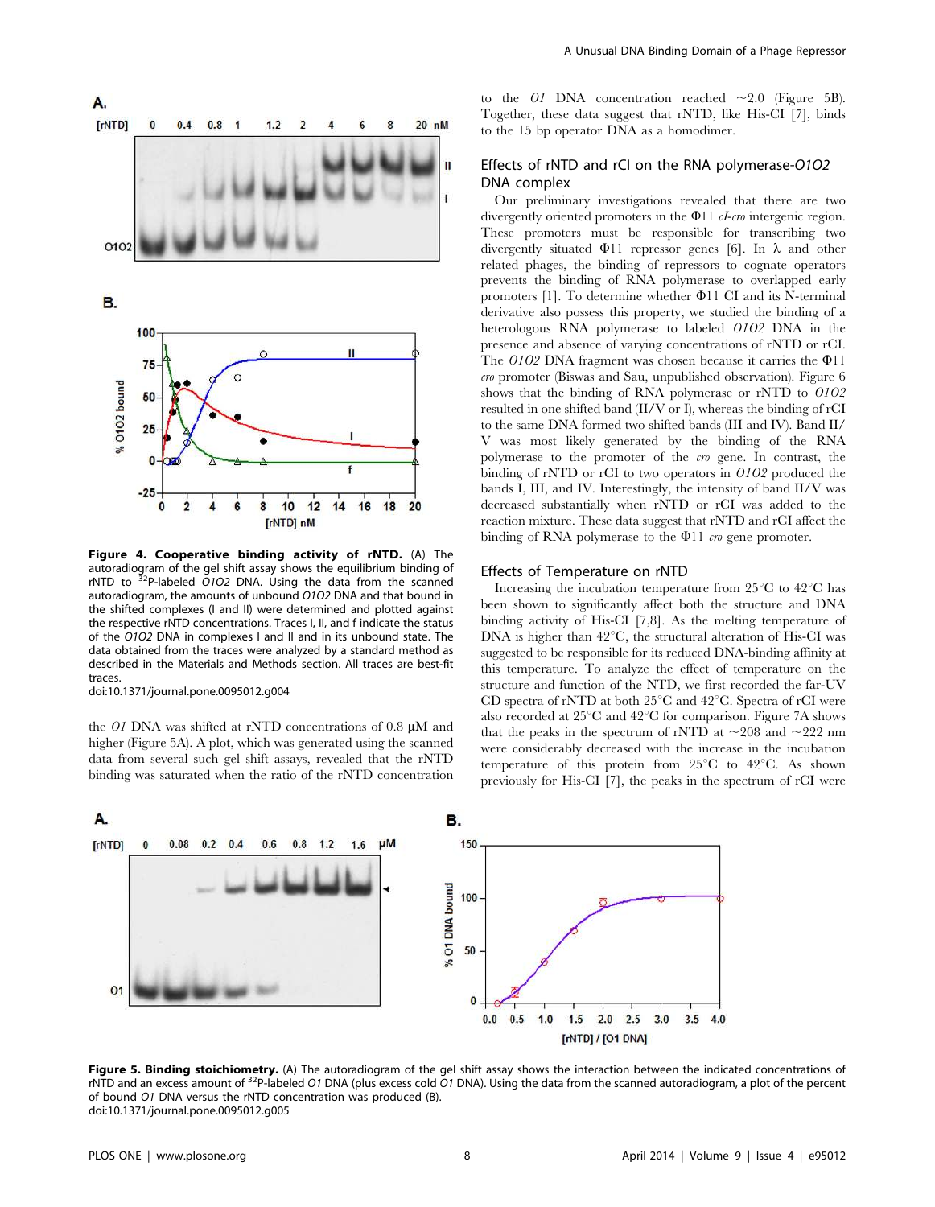**Figure 4. Cooperative binding activity of rNTD.** (A) The autoradiogram of the gel shift assay shows the equilibrium binding of rNTD to $^{32}$P-labeled *O1O2* DNA. Using the data from the scanned autoradiogram, the amounts of unbound *O1O2* DNA and that bound in the shifted complexes (I and II) were determined and plotted against the respective rNTD concentrations. Traces I, II, and f indicate the status of the *O1O2* DNA in complexes I and II and in its unbound state. The data obtained from the traces were analyzed by a standard method as described in the Materials and Methods section. All traces are best-fit traces.
doi:10.1371/journal.pone.0095012.g004

the *O1* DNA was shifted at rNTD concentrations of 0.8 µM and higher (Figure 5A). A plot, which was generated using the scanned data from several such gel shift assays, revealed that the rNTD binding was saturated when the ratio of the rNTD concentration to the *O1* DNA concentration reached ~2.0 (Figure 5B). Together, these data suggest that rNTD, like His-CI [7], binds to the 15 bp operator DNA as a homodimer.

## Effects of rNTD and rCI on the RNA polymerase-*O1O2* DNA complex

Our preliminary investigations revealed that there are two divergently oriented promoters in the Φ11 *cI-cro* intergenic region. These promoters must be responsible for transcribing two divergently situated Φ11 repressor genes [6]. In λ and other related phages, the binding of repressors to cognate operators prevents the binding of RNA polymerase to overlapped early promoters [1]. To determine whether Φ11 CI and its N-terminal derivative also possess this property, we studied the binding of a heterologous RNA polymerase to labeled *O1O2* DNA in the presence and absence of varying concentrations of rNTD or rCI. The *O1O2* DNA fragment was chosen because it carries the Φ11 *cro* promoter (Biswas and Sau, unpublished observation). Figure 6 shows that the binding of RNA polymerase or rNTD to *O1O2* resulted in one shifted band (II/V or I), whereas the binding of rCI to the same DNA formed two shifted bands (III and IV). Band II/V was most likely generated by the binding of the RNA polymerase to the promoter of the *cro* gene. In contrast, the binding of rNTD or rCI to two operators in *O1O2* produced the bands I, III, and IV. Interestingly, the intensity of band II/V was decreased substantially when rNTD or rCI was added to the reaction mixture. These data suggest that rNTD and rCI affect the binding of RNA polymerase to the Φ11 *cro* gene promoter.

## Effects of Temperature on rNTD

Increasing the incubation temperature from 25°C to 42°C has been shown to significantly affect both the structure and DNA binding activity of His-CI [7,8]. As the melting temperature of DNA is higher than 42°C, the structural alteration of His-CI was suggested to be responsible for its reduced DNA-binding affinity at this temperature. To analyze the effect of temperature on the structure and function of the NTD, we first recorded the far-UV CD spectra of rNTD at both 25°C and 42°C. Spectra of rCI were also recorded at 25°C and 42°C for comparison. Figure 7A shows that the peaks in the spectrum of rNTD at ~208 and ~222 nm were considerably decreased with the increase in the incubation temperature of this protein from 25°C to 42°C. As shown previously for His-CI [7], the peaks in the spectrum of rCI were

**Figure 5. Binding stoichiometry.** (A) The autoradiogram of the gel shift assay shows the interaction between the indicated concentrations of rNTD and an excess amount of $^{32}$P-labeled *O1* DNA (plus excess cold *O1* DNA). Using the data from the scanned autoradiogram, a plot of the percent of bound *O1* DNA versus the rNTD concentration was produced (B).
doi:10.1371/journal.pone.0095012.g005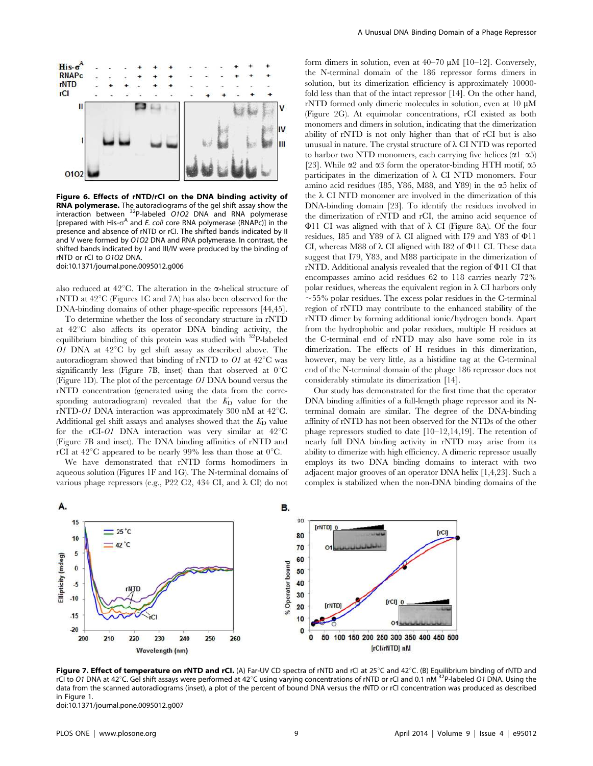**Figure 6. Effects of rNTD/rCI on the DNA binding activity of RNA polymerase.** The autoradiograms of the gel shift assay show the interaction between $^{32}$P-labeled *O1O2* DNA and RNA polymerase [prepared with His-$\sigma^A$ and *E. coli* core RNA polymerase (RNAPc)] in the presence and absence of rNTD or rCI. The shifted bands indicated by II and V were formed by *O1O2* DNA and RNA polymerase. In contrast, the shifted bands indicated by I and III/IV were produced by the binding of rNTD or rCI to *O1O2* DNA.
doi:10.1371/journal.pone.0095012.g006

also reduced at 42°C. The alteration in the α-helical structure of rNTD at 42°C (Figures 1C and 7A) has also been observed for the DNA-binding domains of other phage-specific repressors [44,45].

To determine whether the loss of secondary structure in rNTD at 42°C also affects its operator DNA binding activity, the equilibrium binding of this protein was studied with $^{32}$P-labeled *O1* DNA at 42°C by gel shift assay as described above. The autoradiogram showed that binding of rNTD to *O1* at 42°C was significantly less (Figure 7B, inset) than that observed at 0°C (Figure 1D). The plot of the percentage *O1* DNA bound versus the rNTD concentration (generated using the data from the corresponding autoradiogram) revealed that the $K_D$ value for the rNTD-*O1* DNA interaction was approximately 300 nM at 42°C. Additional gel shift assays and analyses showed that the $K_D$ value for the rCI-*O1* DNA interaction was very similar at 42°C (Figure 7B and inset). The DNA binding affinities of rNTD and rCI at 42°C appeared to be nearly 99% less than those at 0°C.

We have demonstrated that rNTD forms homodimers in aqueous solution (Figures 1F and 1G). The N-terminal domains of various phage repressors (e.g., P22 C2, 434 CI, and λ CI) do not form dimers in solution, even at 40–70 μM [10–12]. Conversely, the N-terminal domain of the 186 repressor forms dimers in solution, but its dimerization efficiency is approximately 10000-fold less than that of the intact repressor [14]. On the other hand, rNTD formed only dimeric molecules in solution, even at 10 μM (Figure 2G). At equimolar concentrations, rCI existed as both monomers and dimers in solution, indicating that the dimerization ability of rNTD is not only higher than that of rCI but is also unusual in nature. The crystal structure of λ CI NTD was reported to harbor two NTD monomers, each carrying five helices (α1–α5) [23]. While α2 and α3 form the operator-binding HTH motif, α5 participates in the dimerization of λ CI NTD monomers. Four amino acid residues (I85, Y86, M88, and Y89) in the α5 helix of the λ CI NTD monomer are involved in the dimerization of this DNA-binding domain [23]. To identify the residues involved in the dimerization of rNTD and rCI, the amino acid sequence of Φ11 CI was aligned with that of λ CI (Figure 8A). Of the four residues, I85 and Y89 of λ CI aligned with I79 and Y83 of Φ11 CI, whereas M88 of λ CI aligned with I82 of Φ11 CI. These data suggest that I79, Y83, and M88 participate in the dimerization of rNTD. Additional analysis revealed that the region of Φ11 CI that encompasses amino acid residues 62 to 118 carries nearly 72% polar residues, whereas the equivalent region in λ CI harbors only ~55% polar residues. The excess polar residues in the C-terminal region of rNTD may contribute to the enhanced stability of the rNTD dimer by forming additional ionic/hydrogen bonds. Apart from the hydrophobic and polar residues, multiple H residues at the C-terminal end of rNTD may also have some role in its dimerization. The effects of H residues in this dimerization, however, may be very little, as a histidine tag at the C-terminal end of the N-terminal domain of the phage 186 repressor does not considerably stimulate its dimerization [14].

Our study has demonstrated for the first time that the operator DNA binding affinities of a full-length phage repressor and its N-terminal domain are similar. The degree of the DNA-binding affinity of rNTD has not been observed for the NTDs of the other phage repressors studied to date [10–12,14,19]. The retention of nearly full DNA binding activity in rNTD may arise from its ability to dimerize with high efficiency. A dimeric repressor usually employs its two DNA binding domains to interact with two adjacent major grooves of an operator DNA helix [1,4,23]. Such a complex is stabilized when the non-DNA binding domains of the

**Figure 7. Effect of temperature on rNTD and rCI.** (A) Far-UV CD spectra of rNTD and rCI at 25°C and 42°C. (B) Equilibrium binding of rNTD and rCI to *O1* DNA at 42°C. Gel shift assays were performed at 42°C using varying concentrations of rNTD or rCI and 0.1 nM $^{32}$P-labeled *O1* DNA. Using the data from the scanned autoradiograms (inset), a plot of the percent of bound DNA versus the rNTD or rCI concentration was produced as described in Figure 1.
doi:10.1371/journal.pone.0095012.g007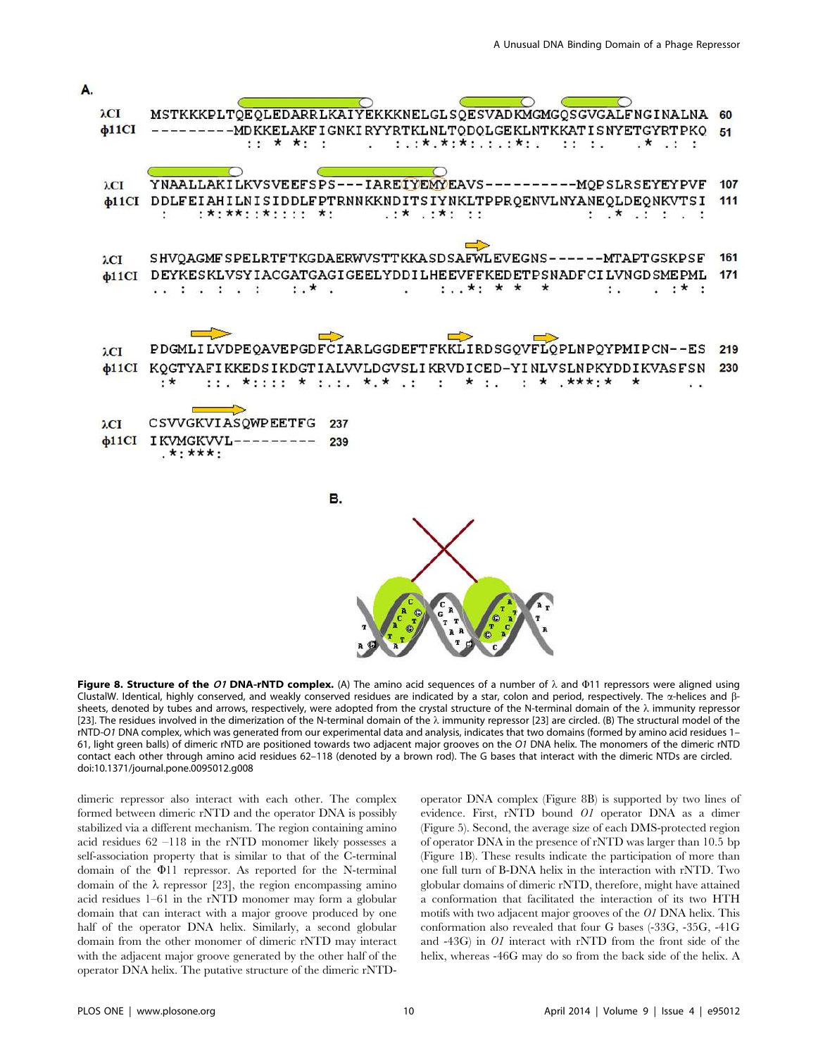A.

```
λCI    MSTKKKPLTQEQLEDARRLKAIYEKKKNELGLSQESVADKMGMGQSGVGALFNGINALNA  60
ϕ11CI  ---------MDKKELAKFIGNKIRYYRTKLNLTQDQLGEKLNTKKATISNYETGYRTPKQ  51
                :: * *: :      .  :.:*.*:*:.:.:*:.   :: :.     .* .: :

λCI    YNAALLAKILKVSVEEFSPS---IAREIYEMYEAVS----------MQPSLRSEYEYPVF  107
ϕ11CI  DDLFEIAHILNISIDDLFPTRNNKKNDITSIYNKLTPPRQENVLNYANEQLDEQNKVTSI  111
        :      :*:**::*:::: *:        .:* .:*: ::              : .* .: : . :

λCI    SHVQAGMFSPELRTFTKGDAERWVSTTKKASDSAFWLEVEGNS------MTAPTGSKPSF  161
ϕ11CI  DEYKESKLVSYIACGATGAGIGEELYDDILHEEVFFKEDETPSNADFCILVNGDSMEPML  171
       .. : . : . :    :.* .        .   :..*: * *    *     :.    . :* :

λCI    PDGMLILVDPEQAVEPGDFCIARLGGDEFTFKKLIRDSGQVFLQPLNPQYPMIPCN--ES  219
ϕ11CI  KQGTYAFIKKEDSIKDGTIALVVLDGVSLIKRVDICED-YINLVSLNPKYDDIKVASFSN  230
        :*    ::. *:::: * :.:.  *.* .:   :     * :.   : * .***:*   *          ..

λCI    CSVVGKVIASQWPEETFG  237
ϕ11CI  IKVMGKVVL---------  239
       .*:***:
```

B.

**Figure 8. Structure of the *O1* DNA-rNTD complex.** (A) The amino acid sequences of a number of λ and Φ11 repressors were aligned using ClustalW. Identical, highly conserved, and weakly conserved residues are indicated by a star, colon and period, respectively. The α-helices and β-sheets, denoted by tubes and arrows, respectively, were adopted from the crystal structure of the N-terminal domain of the λ immunity repressor [23]. The residues involved in the dimerization of the N-terminal domain of the λ immunity repressor [23] are circled. (B) The structural model of the rNTD-*O1* DNA complex, which was generated from our experimental data and analysis, indicates that two domains (formed by amino acid residues 1–61, light green balls) of dimeric rNTD are positioned towards two adjacent major grooves on the *O1* DNA helix. The monomers of the dimeric rNTD contact each other through amino acid residues 62–118 (denoted by a brown rod). The G bases that interact with the dimeric NTDs are circled. doi:10.1371/journal.pone.0095012.g008

dimeric repressor also interact with each other. The complex formed between dimeric rNTD and the operator DNA is possibly stabilized via a different mechanism. The region containing amino acid residues 62 –118 in the rNTD monomer likely possesses a self-association property that is similar to that of the C-terminal domain of the Φ11 repressor. As reported for the N-terminal domain of the λ repressor [23], the region encompassing amino acid residues 1–61 in the rNTD monomer may form a globular domain that can interact with a major groove produced by one half of the operator DNA helix. Similarly, a second globular domain from the other monomer of dimeric rNTD may interact with the adjacent major groove generated by the other half of the operator DNA helix. The putative structure of the dimeric rNTD-operator DNA complex (Figure 8B) is supported by two lines of evidence. First, rNTD bound *O1* operator DNA as a dimer (Figure 5). Second, the average size of each DMS-protected region of operator DNA in the presence of rNTD was larger than 10.5 bp (Figure 1B). These results indicate the participation of more than one full turn of B-DNA helix in the interaction with rNTD. Two globular domains of dimeric rNTD, therefore, might have attained a conformation that facilitated the interaction of its two HTH motifs with two adjacent major grooves of the *O1* DNA helix. This conformation also revealed that four G bases (-33G, -35G, -41G and -43G) in *O1* interact with rNTD from the front side of the helix, whereas -46G may do so from the back side of the helix. A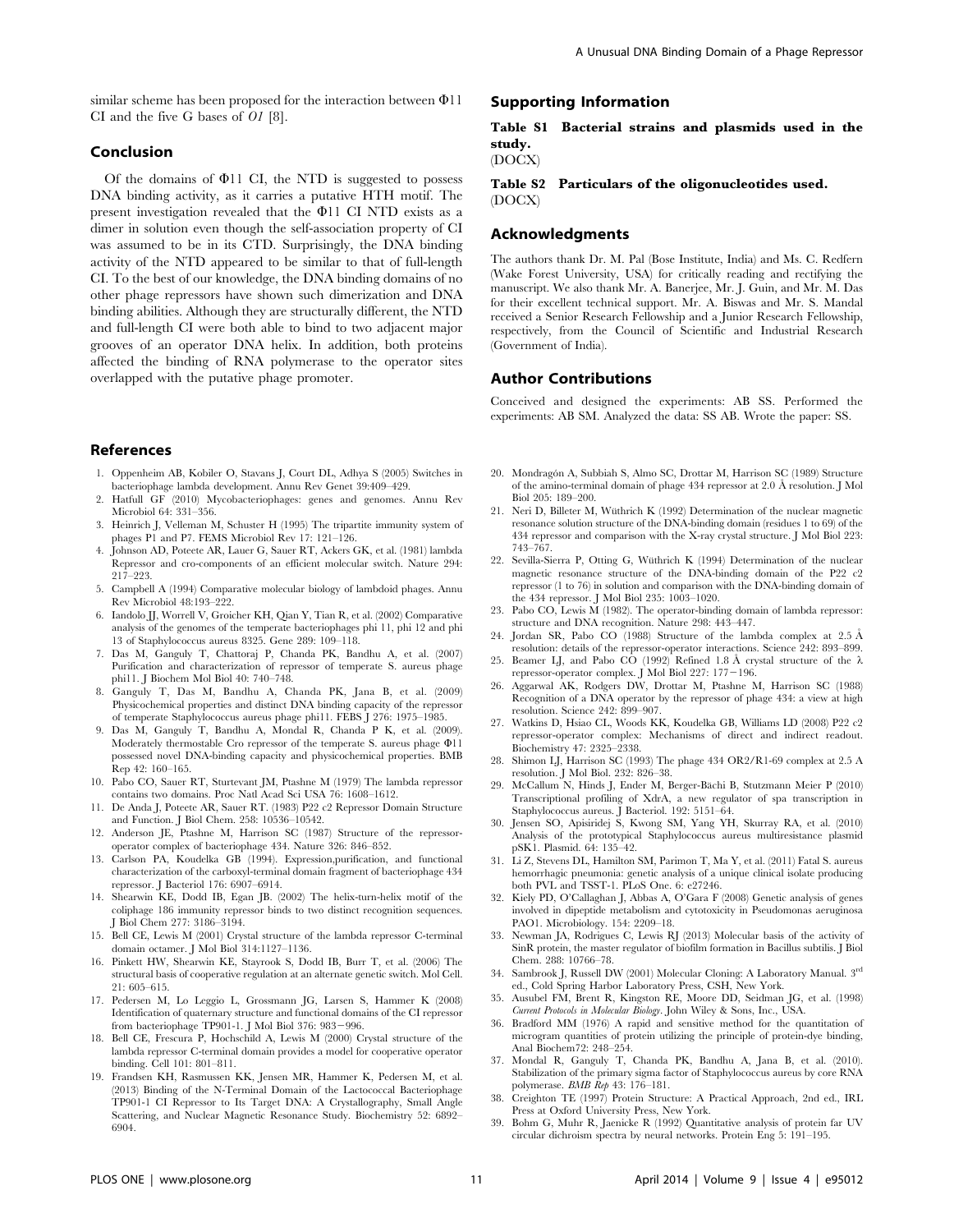similar scheme has been proposed for the interaction between Φ11 CI and the five G bases of *O1* [8].

## Conclusion

Of the domains of Φ11 CI, the NTD is suggested to possess DNA binding activity, as it carries a putative HTH motif. The present investigation revealed that the Φ11 CI NTD exists as a dimer in solution even though the self-association property of CI was assumed to be in its CTD. Surprisingly, the DNA binding activity of the NTD appeared to be similar to that of full-length CI. To the best of our knowledge, the DNA binding domains of no other phage repressors have shown such dimerization and DNA binding abilities. Although they are structurally different, the NTD and full-length CI were both able to bind to two adjacent major grooves of an operator DNA helix. In addition, both proteins affected the binding of RNA polymerase to the operator sites overlapped with the putative phage promoter.

## Supporting Information

**Table S1 Bacterial strains and plasmids used in the study.**
(DOCX)

**Table S2 Particulars of the oligonucleotides used.**
(DOCX)

## Acknowledgments

The authors thank Dr. M. Pal (Bose Institute, India) and Ms. C. Redfern (Wake Forest University, USA) for critically reading and rectifying the manuscript. We also thank Mr. A. Banerjee, Mr. J. Guin, and Mr. M. Das for their excellent technical support. Mr. A. Biswas and Mr. S. Mandal received a Senior Research Fellowship and a Junior Research Fellowship, respectively, from the Council of Scientific and Industrial Research (Government of India).

## Author Contributions

Conceived and designed the experiments: AB SS. Performed the experiments: AB SM. Analyzed the data: SS AB. Wrote the paper: SS.

## References

1. Oppenheim AB, Kobiler O, Stavans J, Court DL, Adhya S (2005) Switches in bacteriophage lambda development. Annu Rev Genet 39:409–429.
2. Hatfull GF (2010) Mycobacteriophages: genes and genomes. Annu Rev Microbiol 64: 331–356.
3. Heinrich J, Velleman M, Schuster H (1995) The tripartite immunity system of phages P1 and P7. FEMS Microbiol Rev 17: 121–126.
4. Johnson AD, Poteete AR, Lauer G, Sauer RT, Ackers GK, et al. (1981) lambda Repressor and cro-components of an efficient molecular switch. Nature 294: 217–223.
5. Campbell A (1994) Comparative molecular biology of lambdoid phages. Annu Rev Microbiol 48:193–222.
6. Iandolo JJ, Worrell V, Groicher KH, Qian Y, Tian R, et al. (2002) Comparative analysis of the genomes of the temperate bacteriophages phi 11, phi 12 and phi 13 of Staphylococcus aureus 8325. Gene 289: 109–118.
7. Das M, Ganguly T, Chattoraj P, Chanda PK, Bandhu A, et al. (2007) Purification and characterization of repressor of temperate S. aureus phage phi11. J Biochem Mol Biol 40: 740–748.
8. Ganguly T, Das M, Bandhu A, Chanda PK, Jana B, et al. (2009) Physicochemical properties and distinct DNA binding capacity of the repressor of temperate Staphylococcus aureus phage phi11. FEBS J 276: 1975–1985.
9. Das M, Ganguly T, Bandhu A, Mondal R, Chanda P K, et al. (2009). Moderately thermostable Cro repressor of the temperate S. aureus phage Φ11 possessed novel DNA-binding capacity and physicochemical properties. BMB Rep 42: 160–165.
10. Pabo CO, Sauer RT, Sturtevant JM, Ptashne M (1979) The lambda repressor contains two domains. Proc Natl Acad Sci USA 76: 1608–1612.
11. De Anda J, Poteete AR, Sauer RT. (1983) P22 c2 Repressor Domain Structure and Function. J Biol Chem. 258: 10536–10542.
12. Anderson JE, Ptashne M, Harrison SC (1987) Structure of the repressor-operator complex of bacteriophage 434. Nature 326: 846–852.
13. Carlson PA, Koudelka GB (1994). Expression,purification, and functional characterization of the carboxyl-terminal domain fragment of bacteriophage 434 repressor. J Bacteriol 176: 6907–6914.
14. Shearwin KE, Dodd IB, Egan JB. (2002) The helix-turn-helix motif of the coliphage 186 immunity repressor binds to two distinct recognition sequences. J Biol Chem 277: 3186–3194.
15. Bell CE, Lewis M (2001) Crystal structure of the lambda repressor C-terminal domain octamer. J Mol Biol 314:1127–1136.
16. Pinkett HW, Shearwin KE, Stayrook S, Dodd IB, Burr T, et al. (2006) The structural basis of cooperative regulation at an alternate genetic switch. Mol Cell. 21: 605–615.
17. Pedersen M, Lo Leggio L, Grossmann JG, Larsen S, Hammer K (2008) Identification of quaternary structure and functional domains of the CI repressor from bacteriophage TP901-1. J Mol Biol 376: 983−996.
18. Bell CE, Frescura P, Hochschild A, Lewis M (2000) Crystal structure of the lambda repressor C-terminal domain provides a model for cooperative operator binding. Cell 101: 801–811.
19. Frandsen KH, Rasmussen KK, Jensen MR, Hammer K, Pedersen M, et al. (2013) Binding of the N-Terminal Domain of the Lactococcal Bacteriophage TP901-1 CI Repressor to Its Target DNA: A Crystallography, Small Angle Scattering, and Nuclear Magnetic Resonance Study. Biochemistry 52: 6892–6904.
20. Mondragón A, Subbiah S, Almo SC, Drottar M, Harrison SC (1989) Structure of the amino-terminal domain of phage 434 repressor at 2.0 Å resolution. J Mol Biol 205: 189–200.
21. Neri D, Billeter M, Wüthrich K (1992) Determination of the nuclear magnetic resonance solution structure of the DNA-binding domain (residues 1 to 69) of the 434 repressor and comparison with the X-ray crystal structure. J Mol Biol 223: 743–767.
22. Sevilla-Sierra P, Otting G, Wüthrich K (1994) Determination of the nuclear magnetic resonance structure of the DNA-binding domain of the P22 c2 repressor (1 to 76) in solution and comparison with the DNA-binding domain of the 434 repressor. J Mol Biol 235: 1003–1020.
23. Pabo CO, Lewis M (1982). The operator-binding domain of lambda repressor: structure and DNA recognition. Nature 298: 443–447.
24. Jordan SR, Pabo CO (1988) Structure of the lambda complex at 2.5 Å resolution: details of the repressor-operator interactions. Science 242: 893–899.
25. Beamer LJ, and Pabo CO (1992) Refined 1.8 Å crystal structure of the λ repressor-operator complex. J Mol Biol 227: 177−196.
26. Aggarwal AK, Rodgers DW, Drottar M, Ptashne M, Harrison SC (1988) Recognition of a DNA operator by the repressor of phage 434: a view at high resolution. Science 242: 899–907.
27. Watkins D, Hsiao CL, Woods KK, Koudelka GB, Williams LD (2008) P22 c2 repressor-operator complex: Mechanisms of direct and indirect readout. Biochemistry 47: 2325–2338.
28. Shimon LJ, Harrison SC (1993) The phage 434 OR2/R1-69 complex at 2.5 A resolution. J Mol Biol. 232: 826–38.
29. McCallum N, Hinds J, Ender M, Berger-Bächi B, Stutzmann Meier P (2010) Transcriptional profiling of XdrA, a new regulator of spa transcription in Staphylococcus aureus. J Bacteriol. 192: 5151–64.
30. Jensen SO, Apisiridej S, Kwong SM, Yang YH, Skurray RA, et al. (2010) Analysis of the prototypical Staphylococcus aureus multiresistance plasmid pSK1. Plasmid. 64: 135–42.
31. Li Z, Stevens DL, Hamilton SM, Parimon T, Ma Y, et al. (2011) Fatal S. aureus hemorrhagic pneumonia: genetic analysis of a unique clinical isolate producing both PVL and TSST-1. PLoS One. 6: e27246.
32. Kiely PD, O'Callaghan J, Abbas A, O'Gara F (2008) Genetic analysis of genes involved in dipeptide metabolism and cytotoxicity in Pseudomonas aeruginosa PAO1. Microbiology. 154: 2209–18.
33. Newman JA, Rodrigues C, Lewis RJ (2013) Molecular basis of the activity of SinR protein, the master regulator of biofilm formation in Bacillus subtilis. J Biol Chem. 288: 10766–78.
34. Sambrook J, Russell DW (2001) Molecular Cloning: A Laboratory Manual. 3rd ed., Cold Spring Harbor Laboratory Press, CSH, New York.
35. Ausubel FM, Brent R, Kingston RE, Moore DD, Seidman JG, et al. (1998) *Current Protocols in Molecular Biology*. John Wiley & Sons, Inc., USA.
36. Bradford MM (1976) A rapid and sensitive method for the quantitation of microgram quantities of protein utilizing the principle of protein-dye binding, Anal Biochem72: 248–254.
37. Mondal R, Ganguly T, Chanda PK, Bandhu A, Jana B, et al. (2010). Stabilization of the primary sigma factor of Staphylococcus aureus by core RNA polymerase. *BMB Rep* 43: 176–181.
38. Creighton TE (1997) Protein Structure: A Practical Approach, 2nd ed., IRL Press at Oxford University Press, New York.
39. Bohm G, Muhr R, Jaenicke R (1992) Quantitative analysis of protein far UV circular dichroism spectra by neural networks. Protein Eng 5: 191–195.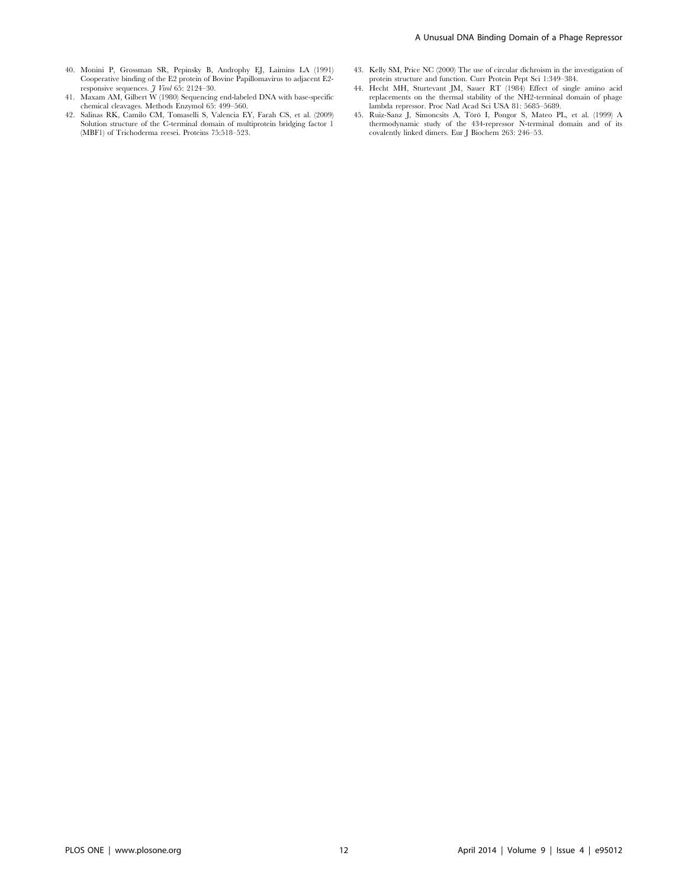40. Monini P, Grossman SR, Pepinsky B, Androphy EJ, Laimins LA (1991) Cooperative binding of the E2 protein of Bovine Papillomavirus to adjacent E2-responsive sequences. *J Virol* 65: 2124–30.
41. Maxam AM, Gilbert W (1980) Sequencing end-labeled DNA with base-specific chemical cleavages. Methods Enzymol 65: 499–560.
42. Salinas RK, Camilo CM, Tomaselli S, Valencia EY, Farah CS, et al. (2009) Solution structure of the C-terminal domain of multiprotein bridging factor 1 (MBF1) of Trichoderma reesei. Proteins 75:518–523.
43. Kelly SM, Price NC (2000) The use of circular dichroism in the investigation of protein structure and function. Curr Protein Pept Sci 1:349–384.
44. Hecht MH, Sturtevant JM, Sauer RT (1984) Effect of single amino acid replacements on the thermal stability of the NH2-terminal domain of phage lambda repressor. Proc Natl Acad Sci USA 81: 5685–5689.
45. Ruiz-Sanz J, Simoncsits A, Törö I, Pongor S, Mateo PL, et al. (1999) A thermodynamic study of the 434-repressor N-terminal domain and of its covalently linked dimers. Eur J Biochem 263: 246–53.